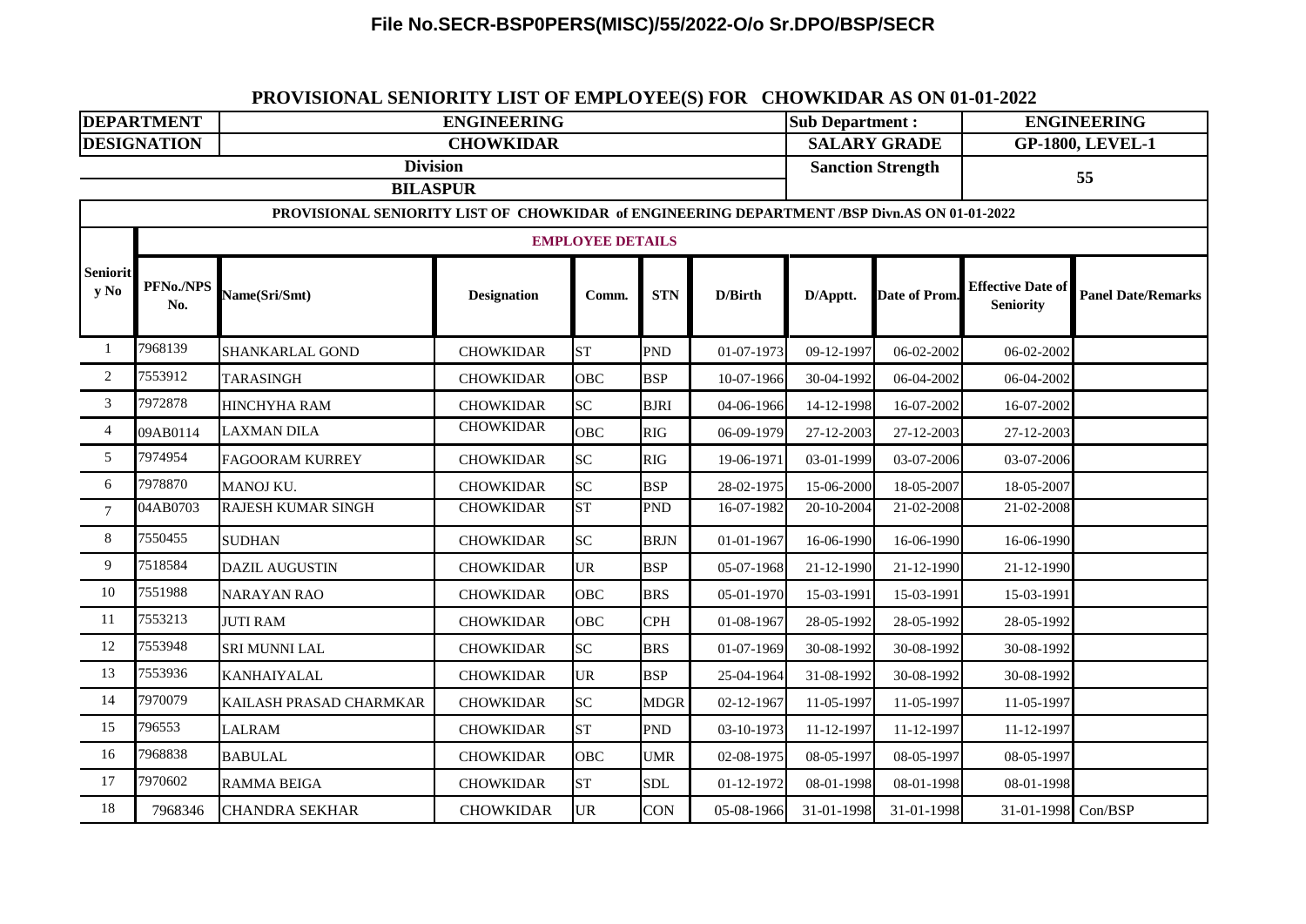# File No.SECR-BSP0PERS(MISC)/55/2022-O/o Sr.DPO/BSP/SECR

## PROVISIONAL SENIORITY LIST OF EMPLOYEE(S) FOR CHOWKIDAR AS ON 01-01-2022

| DEPARTMENT | ENGINEERING | Sub Department : | ENGINEERING |
|---|---|---|---|
| DESIGNATION | CHOWKIDAR | SALARY GRADE | GP-1800, LEVEL-1 |
| Division | BILASPUR | Sanction Strength | 55 |

**PROVISIONAL SENIORITY LIST OF CHOWKIDAR of ENGINEERING DEPARTMENT /BSP Divn.AS ON 01-01-2022**

**EMPLOYEE DETAILS**

| Seniority No | PFNo./NPS No. | Name(Sri/Smt) | Designation | Comm. | STN | D/Birth | D/Apptt. | Date of Prom. | Effective Date of Seniority | Panel Date/Remarks |
|---|---|---|---|---|---|---|---|---|---|---|
| 1 | 7968139 | SHANKARLAL GOND | CHOWKIDAR | ST | PND | 01-07-1973 | 09-12-1997 | 06-02-2002 | 06-02-2002 | |
| 2 | 7553912 | TARASINGH | CHOWKIDAR | OBC | BSP | 10-07-1966 | 30-04-1992 | 06-04-2002 | 06-04-2002 | |
| 3 | 7972878 | HINCHYHA RAM | CHOWKIDAR | SC | BJRI | 04-06-1966 | 14-12-1998 | 16-07-2002 | 16-07-2002 | |
| 4 | 09AB0114 | LAXMAN DILA | CHOWKIDAR | OBC | RIG | 06-09-1979 | 27-12-2003 | 27-12-2003 | 27-12-2003 | |
| 5 | 7974954 | FAGOORAM KURREY | CHOWKIDAR | SC | RIG | 19-06-1971 | 03-01-1999 | 03-07-2006 | 03-07-2006 | |
| 6 | 7978870 | MANOJ KU. | CHOWKIDAR | SC | BSP | 28-02-1975 | 15-06-2000 | 18-05-2007 | 18-05-2007 | |
| 7 | 04AB0703 | RAJESH KUMAR SINGH | CHOWKIDAR | ST | PND | 16-07-1982 | 20-10-2004 | 21-02-2008 | 21-02-2008 | |
| 8 | 7550455 | SUDHAN | CHOWKIDAR | SC | BRJN | 01-01-1967 | 16-06-1990 | 16-06-1990 | 16-06-1990 | |
| 9 | 7518584 | DAZIL AUGUSTIN | CHOWKIDAR | UR | BSP | 05-07-1968 | 21-12-1990 | 21-12-1990 | 21-12-1990 | |
| 10 | 7551988 | NARAYAN RAO | CHOWKIDAR | OBC | BRS | 05-01-1970 | 15-03-1991 | 15-03-1991 | 15-03-1991 | |
| 11 | 7553213 | JUTI RAM | CHOWKIDAR | OBC | CPH | 01-08-1967 | 28-05-1992 | 28-05-1992 | 28-05-1992 | |
| 12 | 7553948 | SRI MUNNI LAL | CHOWKIDAR | SC | BRS | 01-07-1969 | 30-08-1992 | 30-08-1992 | 30-08-1992 | |
| 13 | 7553936 | KANHAIYALAL | CHOWKIDAR | UR | BSP | 25-04-1964 | 31-08-1992 | 30-08-1992 | 30-08-1992 | |
| 14 | 7970079 | KAILASH PRASAD CHARMKAR | CHOWKIDAR | SC | MDGR | 02-12-1967 | 11-05-1997 | 11-05-1997 | 11-05-1997 | |
| 15 | 796553 | LALRAM | CHOWKIDAR | ST | PND | 03-10-1973 | 11-12-1997 | 11-12-1997 | 11-12-1997 | |
| 16 | 7968838 | BABULAL | CHOWKIDAR | OBC | UMR | 02-08-1975 | 08-05-1997 | 08-05-1997 | 08-05-1997 | |
| 17 | 7970602 | RAMMA BEIGA | CHOWKIDAR | ST | SDL | 01-12-1972 | 08-01-1998 | 08-01-1998 | 08-01-1998 | |
| 18 | 7968346 | CHANDRA SEKHAR | CHOWKIDAR | UR | CON | 05-08-1966 | 31-01-1998 | 31-01-1998 | 31-01-1998 | Con/BSP |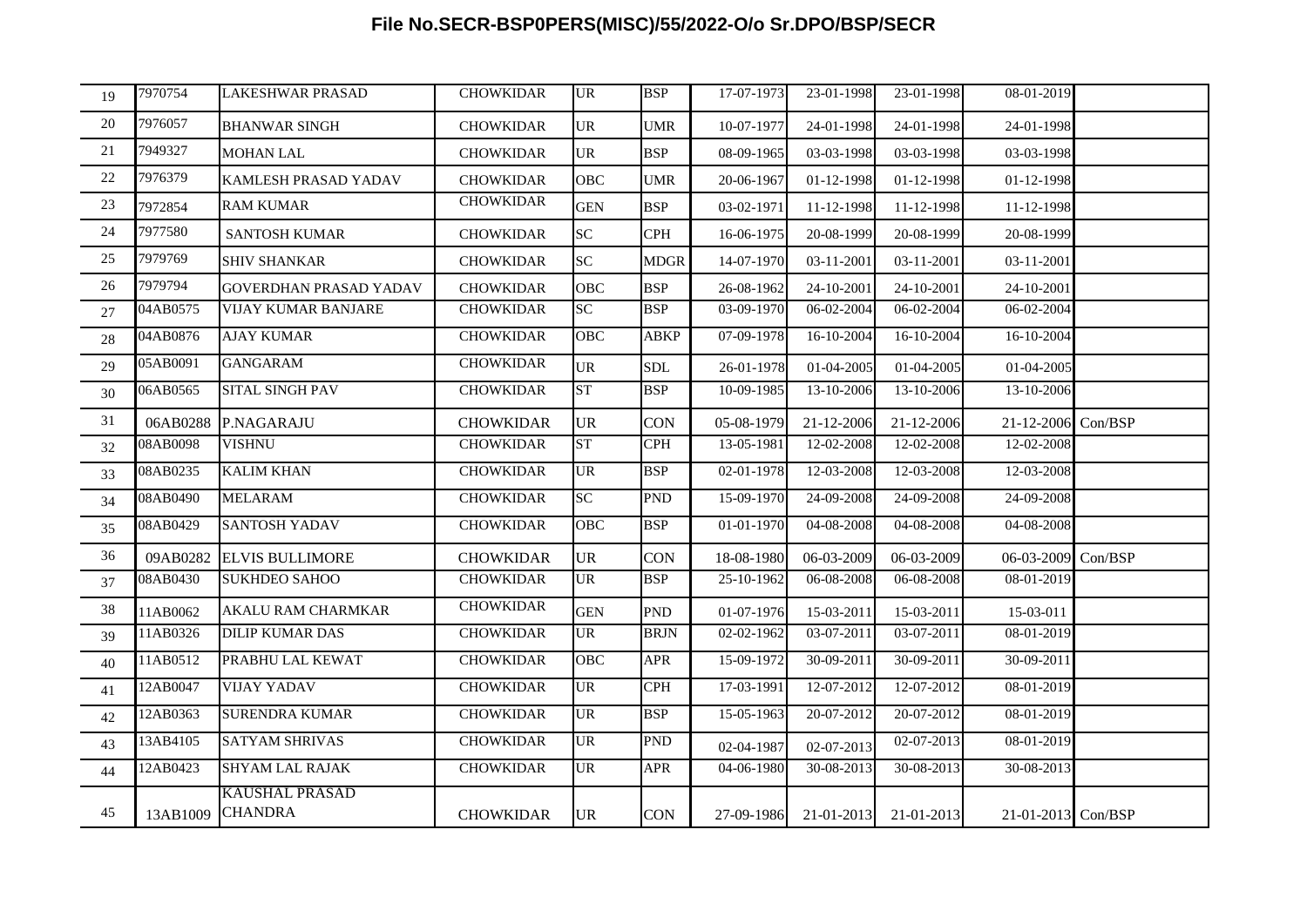**File No.SECR-BSP0PERS(MISC)/55/2022-O/o Sr.DPO/BSP/SECR**

| | | | | | | | | | | |
|---|---|---|---|---|---|---|---|---|---|---|
| 19 | 7970754 | LAKESHWAR PRASAD | CHOWKIDAR | UR | BSP | 17-07-1973 | 23-01-1998 | 23-01-1998 | 08-01-2019 | |
| 20 | 7976057 | BHANWAR SINGH | CHOWKIDAR | UR | UMR | 10-07-1977 | 24-01-1998 | 24-01-1998 | 24-01-1998 | |
| 21 | 7949327 | MOHAN LAL | CHOWKIDAR | UR | BSP | 08-09-1965 | 03-03-1998 | 03-03-1998 | 03-03-1998 | |
| 22 | 7976379 | KAMLESH PRASAD YADAV | CHOWKIDAR | OBC | UMR | 20-06-1967 | 01-12-1998 | 01-12-1998 | 01-12-1998 | |
| 23 | 7972854 | RAM KUMAR | CHOWKIDAR | GEN | BSP | 03-02-1971 | 11-12-1998 | 11-12-1998 | 11-12-1998 | |
| 24 | 7977580 | SANTOSH KUMAR | CHOWKIDAR | SC | CPH | 16-06-1975 | 20-08-1999 | 20-08-1999 | 20-08-1999 | |
| 25 | 7979769 | SHIV SHANKAR | CHOWKIDAR | SC | MDGR | 14-07-1970 | 03-11-2001 | 03-11-2001 | 03-11-2001 | |
| 26 | 7979794 | GOVERDHAN PRASAD YADAV | CHOWKIDAR | OBC | BSP | 26-08-1962 | 24-10-2001 | 24-10-2001 | 24-10-2001 | |
| 27 | 04AB0575 | VIJAY KUMAR BANJARE | CHOWKIDAR | SC | BSP | 03-09-1970 | 06-02-2004 | 06-02-2004 | 06-02-2004 | |
| 28 | 04AB0876 | AJAY KUMAR | CHOWKIDAR | OBC | ABKP | 07-09-1978 | 16-10-2004 | 16-10-2004 | 16-10-2004 | |
| 29 | 05AB0091 | GANGARAM | CHOWKIDAR | UR | SDL | 26-01-1978 | 01-04-2005 | 01-04-2005 | 01-04-2005 | |
| 30 | 06AB0565 | SITAL SINGH PAV | CHOWKIDAR | ST | BSP | 10-09-1985 | 13-10-2006 | 13-10-2006 | 13-10-2006 | |
| 31 | 06AB0288 | P.NAGARAJU | CHOWKIDAR | UR | CON | 05-08-1979 | 21-12-2006 | 21-12-2006 | 21-12-2006 | Con/BSP |
| 32 | 08AB0098 | VISHNU | CHOWKIDAR | ST | CPH | 13-05-1981 | 12-02-2008 | 12-02-2008 | 12-02-2008 | |
| 33 | 08AB0235 | KALIM KHAN | CHOWKIDAR | UR | BSP | 02-01-1978 | 12-03-2008 | 12-03-2008 | 12-03-2008 | |
| 34 | 08AB0490 | MELARAM | CHOWKIDAR | SC | PND | 15-09-1970 | 24-09-2008 | 24-09-2008 | 24-09-2008 | |
| 35 | 08AB0429 | SANTOSH YADAV | CHOWKIDAR | OBC | BSP | 01-01-1970 | 04-08-2008 | 04-08-2008 | 04-08-2008 | |
| 36 | 09AB0282 | ELVIS BULLIMORE | CHOWKIDAR | UR | CON | 18-08-1980 | 06-03-2009 | 06-03-2009 | 06-03-2009 | Con/BSP |
| 37 | 08AB0430 | SUKHDEO SAHOO | CHOWKIDAR | UR | BSP | 25-10-1962 | 06-08-2008 | 06-08-2008 | 08-01-2019 | |
| 38 | 11AB0062 | AKALU RAM CHARMKAR | CHOWKIDAR | GEN | PND | 01-07-1976 | 15-03-2011 | 15-03-2011 | 15-03-011 | |
| 39 | 11AB0326 | DILIP KUMAR DAS | CHOWKIDAR | UR | BRJN | 02-02-1962 | 03-07-2011 | 03-07-2011 | 08-01-2019 | |
| 40 | 11AB0512 | PRABHU LAL KEWAT | CHOWKIDAR | OBC | APR | 15-09-1972 | 30-09-2011 | 30-09-2011 | 30-09-2011 | |
| 41 | 12AB0047 | VIJAY YADAV | CHOWKIDAR | UR | CPH | 17-03-1991 | 12-07-2012 | 12-07-2012 | 08-01-2019 | |
| 42 | 12AB0363 | SURENDRA KUMAR | CHOWKIDAR | UR | BSP | 15-05-1963 | 20-07-2012 | 20-07-2012 | 08-01-2019 | |
| 43 | 13AB4105 | SATYAM SHRIVAS | CHOWKIDAR | UR | PND | 02-04-1987 | 02-07-2013 | 02-07-2013 | 08-01-2019 | |
| 44 | 12AB0423 | SHYAM LAL RAJAK | CHOWKIDAR | UR | APR | 04-06-1980 | 30-08-2013 | 30-08-2013 | 30-08-2013 | |
| 45 | 13AB1009 | KAUSHAL PRASAD CHANDRA | CHOWKIDAR | UR | CON | 27-09-1986 | 21-01-2013 | 21-01-2013 | 21-01-2013 | Con/BSP |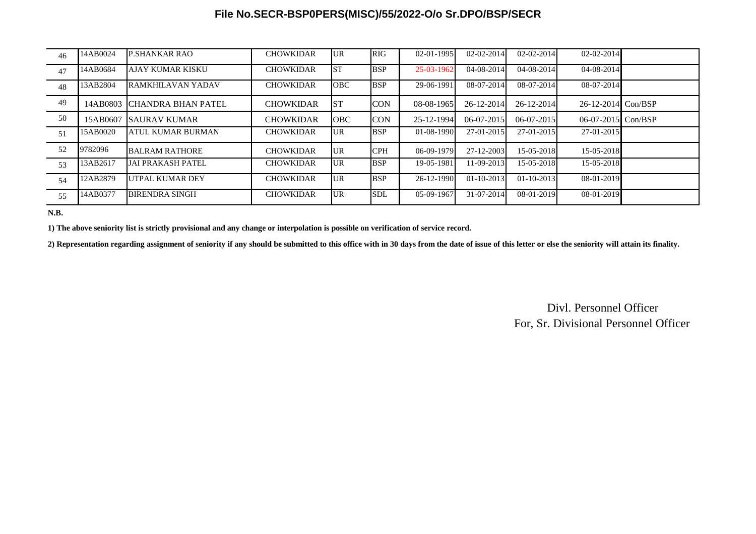## File No.SECR-BSP0PERS(MISC)/55/2022-O/o Sr.DPO/BSP/SECR

| | | | | | | | | | | |
|---|---|---|---|---|---|---|---|---|---|---|
| 46 | 14AB0024 | P.SHANKAR RAO | CHOWKIDAR | UR | RIG | 02-01-1995 | 02-02-2014 | 02-02-2014 | 02-02-2014 | |
| 47 | 14AB0684 | AJAY KUMAR KISKU | CHOWKIDAR | ST | BSP | 25-03-1962 | 04-08-2014 | 04-08-2014 | 04-08-2014 | |
| 48 | 13AB2804 | RAMKHILAVAN YADAV | CHOWKIDAR | OBC | BSP | 29-06-1991 | 08-07-2014 | 08-07-2014 | 08-07-2014 | |
| 49 | 14AB0803 | CHANDRA BHAN PATEL | CHOWKIDAR | ST | CON | 08-08-1965 | 26-12-2014 | 26-12-2014 | 26-12-2014 | Con/BSP |
| 50 | 15AB0607 | SAURAV KUMAR | CHOWKIDAR | OBC | CON | 25-12-1994 | 06-07-2015 | 06-07-2015 | 06-07-2015 | Con/BSP |
| 51 | 15AB0020 | ATUL KUMAR BURMAN | CHOWKIDAR | UR | BSP | 01-08-1990 | 27-01-2015 | 27-01-2015 | 27-01-2015 | |
| 52 | 9782096 | BALRAM RATHORE | CHOWKIDAR | UR | CPH | 06-09-1979 | 27-12-2003 | 15-05-2018 | 15-05-2018 | |
| 53 | 13AB2617 | JAI PRAKASH PATEL | CHOWKIDAR | UR | BSP | 19-05-1981 | 11-09-2013 | 15-05-2018 | 15-05-2018 | |
| 54 | 12AB2879 | UTPAL KUMAR DEY | CHOWKIDAR | UR | BSP | 26-12-1990 | 01-10-2013 | 01-10-2013 | 08-01-2019 | |
| 55 | 14AB0377 | BIRENDRA SINGH | CHOWKIDAR | UR | SDL | 05-09-1967 | 31-07-2014 | 08-01-2019 | 08-01-2019 | |

**N.B.**

**1) The above seniority list is strictly provisional and any change or interpolation is possible on verification of service record.**

**2) Representation regarding assignment of seniority if any should be submitted to this office with in 30 days from the date of issue of this letter or else the seniority will attain its finality.**

Divl. Personnel Officer
For, Sr. Divisional Personnel Officer